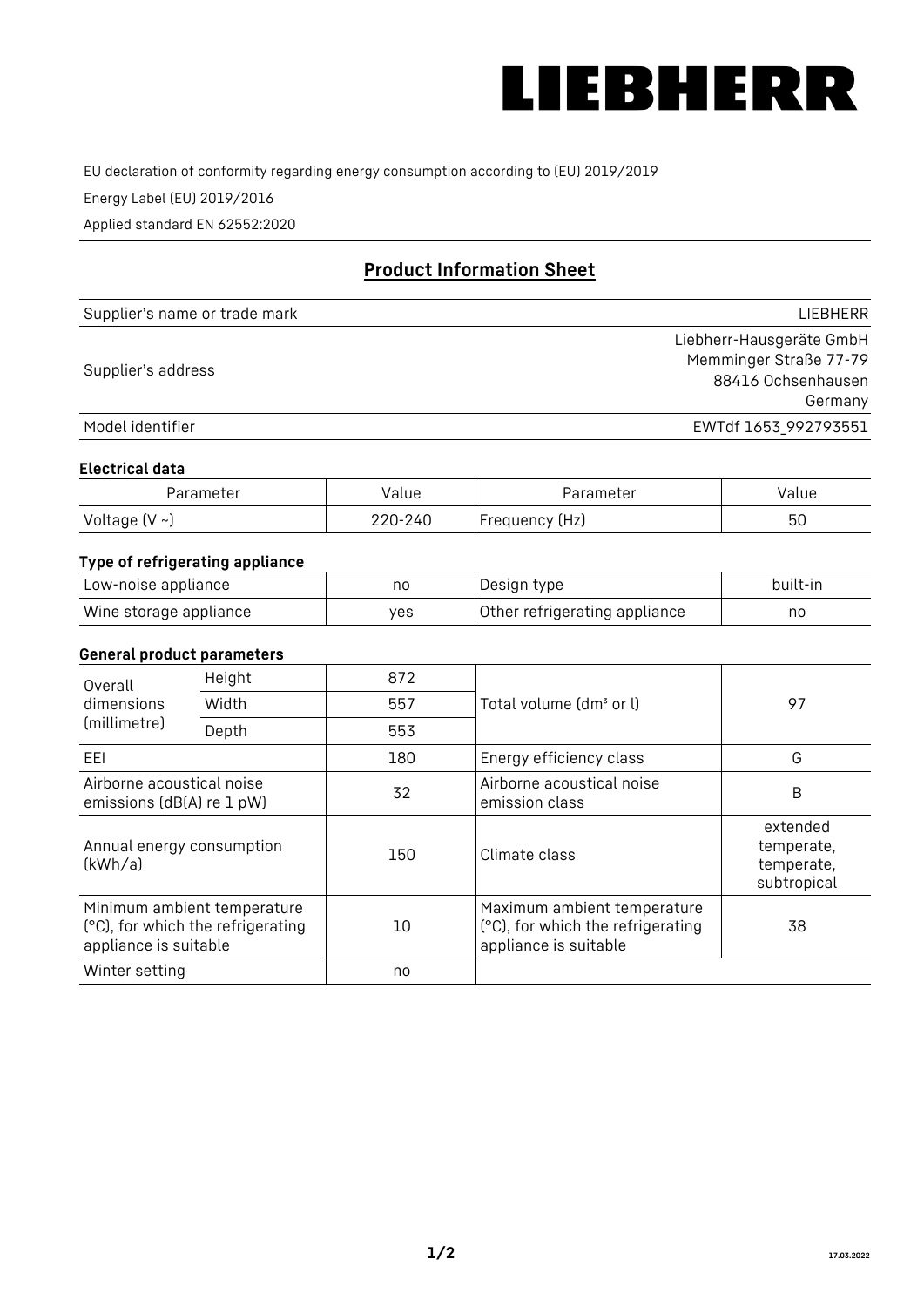# LIEBHERR

EU declaration of conformity regarding energy consumption according to (EU) 2019/2019

Energy Label (EU) 2019/2016

Applied standard EN 62552:2020

## Product Information Sheet

| | |
|---|---|
| Supplier's name or trade mark | LIEBHERR |
| Supplier's address | Liebherr-Hausgeräte GmbH<br>Memminger Straße 77-79<br>88416 Ochsenhausen<br>Germany |
| Model identifier | EWTdf 1653_992793551 |

### Electrical data

| Parameter | Value | Parameter | Value |
|---|---|---|---|
| Voltage (V ~) | 220-240 | Frequency (Hz) | 50 |

### Type of refrigerating appliance

| | | | |
|---|---|---|---|
| Low-noise appliance | no | Design type | built-in |
| Wine storage appliance | yes | Other refrigerating appliance | no |

### General product parameters

| | | | | |
|---|---|---|---|---|
| Overall dimensions (millimetre) | Height | 872 | Total volume (dm³ or l) | 97 |
| | Width | 557 | | |
| | Depth | 553 | | |
| EEI | | 180 | Energy efficiency class | G |
| Airborne acoustical noise emissions (dB(A) re 1 pW) | | 32 | Airborne acoustical noise emission class | B |
| Annual energy consumption (kWh/a) | | 150 | Climate class | extended temperate, temperate, subtropical |
| Minimum ambient temperature (°C), for which the refrigerating appliance is suitable | | 10 | Maximum ambient temperature (°C), for which the refrigerating appliance is suitable | 38 |
| Winter setting | | no | | |

17.03.2022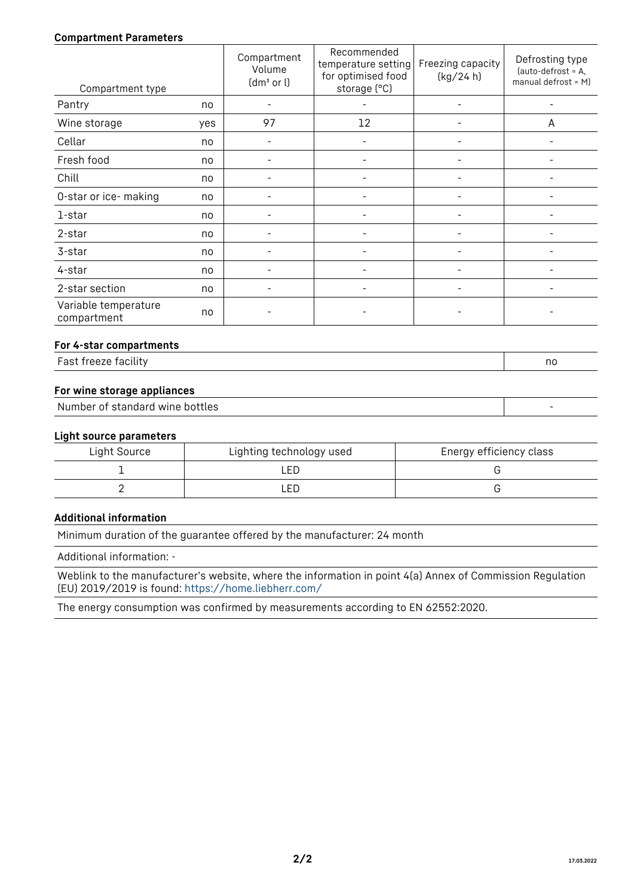**Compartment Parameters**

| Compartment type | | Compartment Volume (dm³ or l) | Recommended temperature setting for optimised food storage (°C) | Freezing capacity (kg/24 h) | Defrosting type (auto-defrost = A, manual defrost = M) |
|---|---|---|---|---|---|
| Pantry | no | - | - | - | - |
| Wine storage | yes | 97 | 12 | - | A |
| Cellar | no | - | - | - | - |
| Fresh food | no | - | - | - | - |
| Chill | no | - | - | - | - |
| 0-star or ice- making | no | - | - | - | - |
| 1-star | no | - | - | - | - |
| 2-star | no | - | - | - | - |
| 3-star | no | - | - | - | - |
| 4-star | no | - | - | - | - |
| 2-star section | no | - | - | - | - |
| Variable temperature compartment | no | - | - | - | - |

**For 4-star compartments**

| | |
|---|---|
| Fast freeze facility | no |

**For wine storage appliances**

| | |
|---|---|
| Number of standard wine bottles | - |

**Light source parameters**

| Light Source | Lighting technology used | Energy efficiency class |
|---|---|---|
| 1 | LED | G |
| 2 | LED | G |

**Additional information**

Minimum duration of the guarantee offered by the manufacturer: 24 month

Additional information: -

Weblink to the manufacturer's website, where the information in point 4(a) Annex of Commission Regulation (EU) 2019/2019 is found: https://home.liebherr.com/

The energy consumption was confirmed by measurements according to EN 62552:2020.

17.03.2022